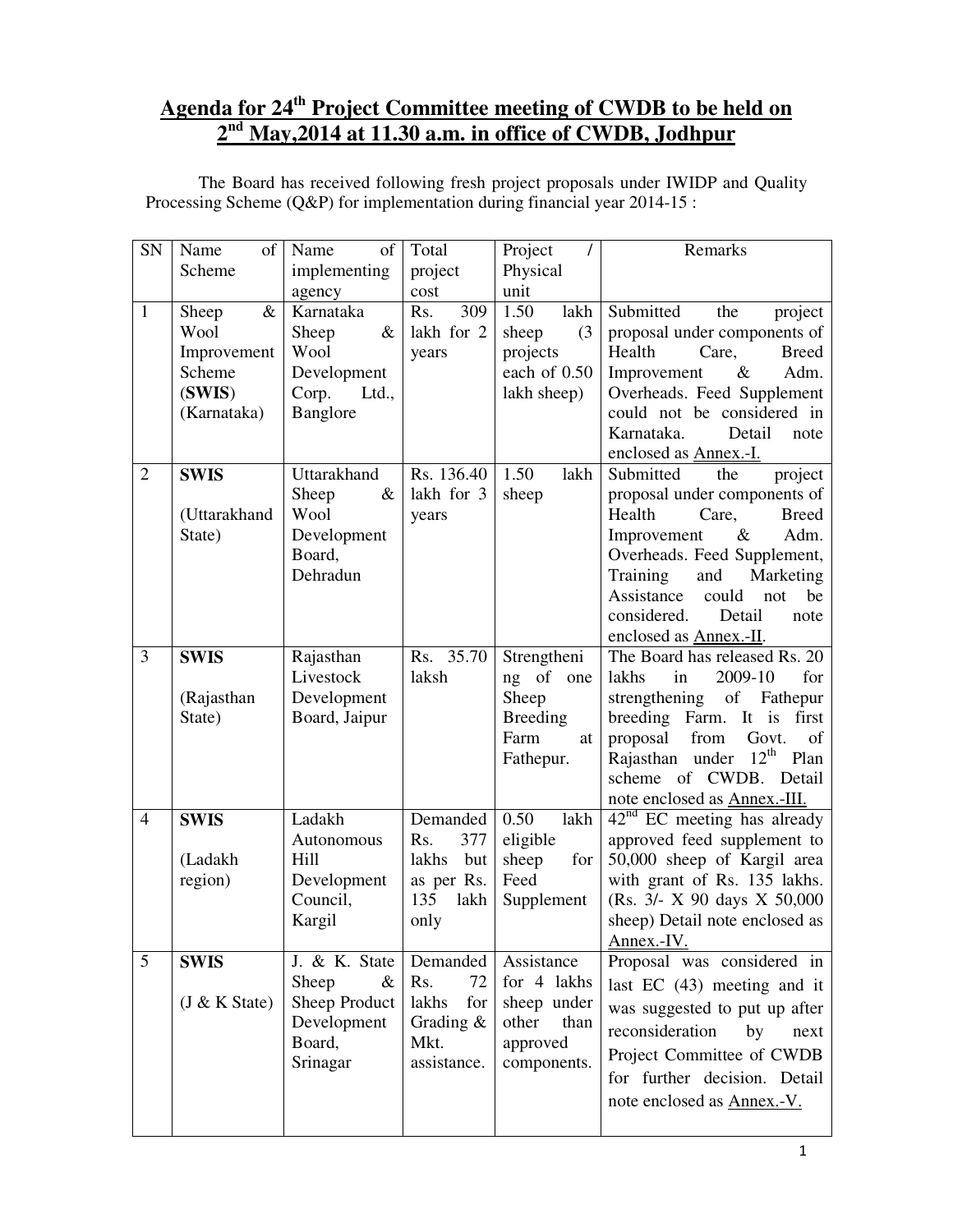# Agenda for 24th Project Committee meeting of CWDB to be held on 2nd May,2014 at 11.30 a.m. in office of CWDB, Jodhpur

The Board has received following fresh project proposals under IWIDP and Quality Processing Scheme (Q&P) for implementation during financial year 2014-15 :

| SN | Name of Scheme | Name of implementing agency | Total project cost | Project / Physical unit | Remarks |
|---|---|---|---|---|---|
| 1 | Sheep & Wool Improvement Scheme (**SWIS**) (Karnataka) | Karnataka Sheep & Wool Development Corp. Ltd., Banglore | Rs. 309 lakh for 2 years | 1.50 lakh sheep (3 projects each of 0.50 lakh sheep) | Submitted the project proposal under components of Health Care, Breed Improvement & Adm. Overheads. Feed Supplement could not be considered in Karnataka. Detail note enclosed as Annex.-I. |
| 2 | **SWIS** (Uttarakhand State) | Uttarakhand Sheep & Wool Development Board, Dehradun | Rs. 136.40 lakh for 3 years | 1.50 lakh sheep | Submitted the project proposal under components of Health Care, Breed Improvement & Adm. Overheads. Feed Supplement, Training and Marketing Assistance could not be considered. Detail note enclosed as Annex.-II. |
| 3 | **SWIS** (Rajasthan State) | Rajasthan Livestock Development Board, Jaipur | Rs. 35.70 laksh | Strengthening of one Sheep Breeding Farm at Fathepur. | The Board has released Rs. 20 lakhs in 2009-10 for strengthening of Fathepur breeding Farm. It is first proposal from Govt. of Rajasthan under 12th Plan scheme of CWDB. Detail note enclosed as Annex.-III. |
| 4 | **SWIS** (Ladakh region) | Ladakh Autonomous Hill Development Council, Kargil | Demanded Rs. 377 lakhs but as per Rs. 135 lakh only | 0.50 lakh eligible sheep for Feed Supplement | 42nd EC meeting has already approved feed supplement to 50,000 sheep of Kargil area with grant of Rs. 135 lakhs. (Rs. 3/- X 90 days X 50,000 sheep) Detail note enclosed as Annex.-IV. |
| 5 | **SWIS** (J & K State) | J. & K. State Sheep & Sheep Product Development Board, Srinagar | Demanded Rs. 72 lakhs for Grading & Mkt. assistance. | Assistance for 4 lakhs sheep under other than approved components. | Proposal was considered in last EC (43) meeting and it was suggested to put up after reconsideration by next Project Committee of CWDB for further decision. Detail note enclosed as Annex.-V. |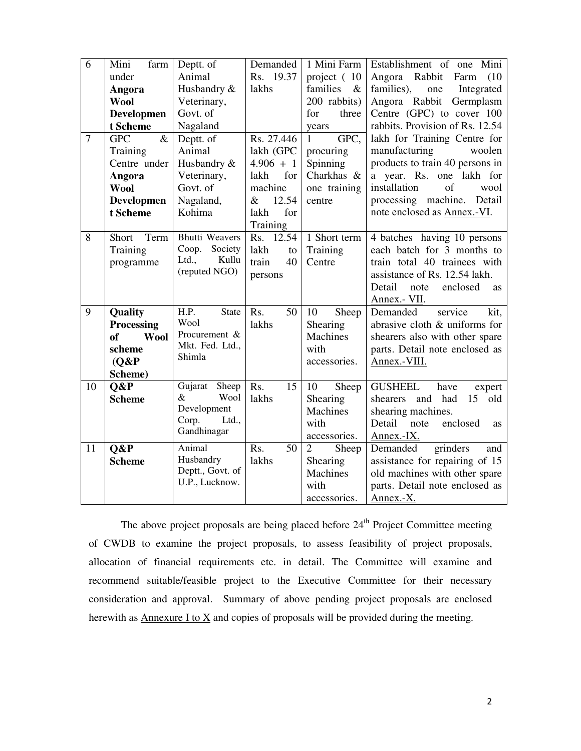| 6 | Mini farm under **Angora Wool Development Scheme** | Deptt. of Animal Husbandry & Veterinary, Govt. of Nagaland | Demanded Rs. 19.37 lakhs | 1 Mini Farm project ( 10 families & 200 rabbits) for three years | Establishment of one Mini Angora Rabbit Farm (10 families), one Integrated Angora Rabbit Germplasm Centre (GPC) to cover 100 rabbits. Provision of Rs. 12.54 lakh for Training Centre for manufacturing woolen products to train 40 persons in a year. Rs. one lakh for installation of wool processing machine. Detail note enclosed as Annex.-VI. |
|---|---|---|---|---|---|
| 7 | GPC & Training Centre under **Angora Wool Development Scheme** | Deptt. of Animal Husbandry & Veterinary, Govt. of Nagaland, Kohima | Rs. 27.446 lakh (GPC 4.906 + 1 lakh for machine & 12.54 lakh for Training | 1 GPC, procuring Spinning Charkhas & one training centre | |
| 8 | Short Term Training programme | Bhutti Weavers Coop. Society Ltd., Kullu (reputed NGO) | Rs. 12.54 lakh to train 40 persons | 1 Short term Training Centre | 4 batches having 10 persons each batch for 3 months to train total 40 trainees with assistance of Rs. 12.54 lakh. Detail note enclosed as Annex.- VII. |
| 9 | **Quality Processing of Wool scheme (Q&P Scheme)** | H.P. State Wool Procurement & Mkt. Fed. Ltd., Shimla | Rs. 50 lakhs | 10 Sheep Shearing Machines with accessories. | Demanded service kit, abrasive cloth & uniforms for shearers also with other spare parts. Detail note enclosed as Annex.-VIII. |
| 10 | **Q&P Scheme** | Gujarat Sheep & Wool Development Corp. Ltd., Gandhinagar | Rs. 15 lakhs | 10 Sheep Shearing Machines with accessories. | GUSHEEL have expert shearers and had 15 old shearing machines. Detail note enclosed as Annex.-IX. |
| 11 | **Q&P Scheme** | Animal Husbandry Deptt., Govt. of U.P., Lucknow. | Rs. 50 lakhs | 2 Sheep Shearing Machines with accessories. | Demanded grinders and assistance for repairing of 15 old machines with other spare parts. Detail note enclosed as Annex.-X. |

The above project proposals are being placed before 24th Project Committee meeting of CWDB to examine the project proposals, to assess feasibility of project proposals, allocation of financial requirements etc. in detail. The Committee will examine and recommend suitable/feasible project to the Executive Committee for their necessary consideration and approval. Summary of above pending project proposals are enclosed herewith as Annexure I to X and copies of proposals will be provided during the meeting.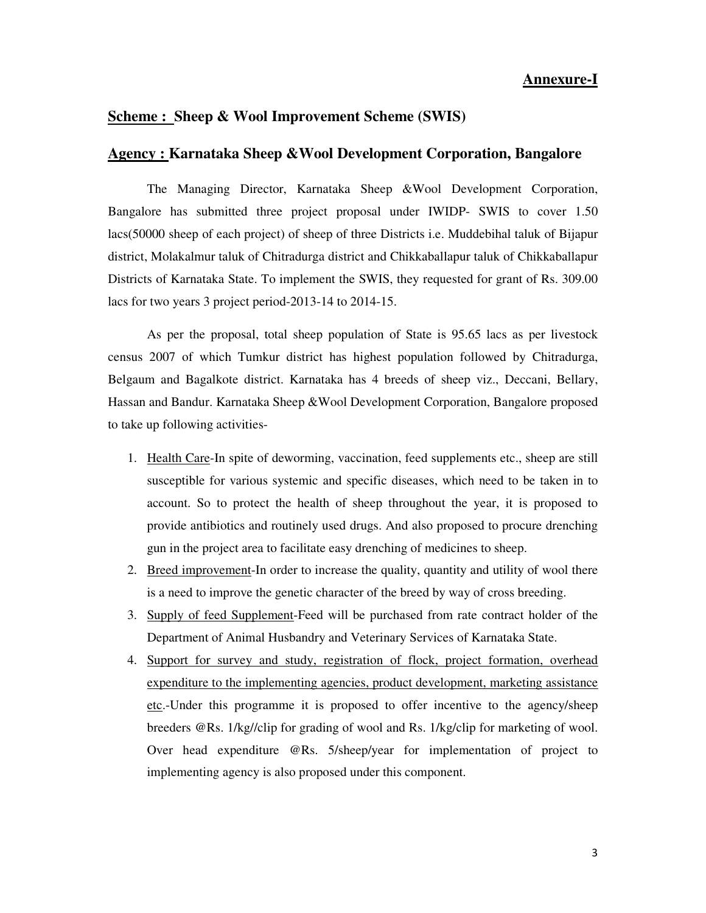**Annexure-I**

**Scheme : Sheep & Wool Improvement Scheme (SWIS)**

**Agency : Karnataka Sheep &Wool Development Corporation, Bangalore**

The Managing Director, Karnataka Sheep &Wool Development Corporation, Bangalore has submitted three project proposal under IWIDP- SWIS to cover 1.50 lacs(50000 sheep of each project) of sheep of three Districts i.e. Muddebihal taluk of Bijapur district, Molakalmur taluk of Chitradurga district and Chikkaballapur taluk of Chikkaballapur Districts of Karnataka State. To implement the SWIS, they requested for grant of Rs. 309.00 lacs for two years 3 project period-2013-14 to 2014-15.

As per the proposal, total sheep population of State is 95.65 lacs as per livestock census 2007 of which Tumkur district has highest population followed by Chitradurga, Belgaum and Bagalkote district. Karnataka has 4 breeds of sheep viz., Deccani, Bellary, Hassan and Bandur. Karnataka Sheep &Wool Development Corporation, Bangalore proposed to take up following activities-

1. Health Care-In spite of deworming, vaccination, feed supplements etc., sheep are still susceptible for various systemic and specific diseases, which need to be taken in to account. So to protect the health of sheep throughout the year, it is proposed to provide antibiotics and routinely used drugs. And also proposed to procure drenching gun in the project area to facilitate easy drenching of medicines to sheep.
2. Breed improvement-In order to increase the quality, quantity and utility of wool there is a need to improve the genetic character of the breed by way of cross breeding.
3. Supply of feed Supplement-Feed will be purchased from rate contract holder of the Department of Animal Husbandry and Veterinary Services of Karnataka State.
4. Support for survey and study, registration of flock, project formation, overhead expenditure to the implementing agencies, product development, marketing assistance etc.-Under this programme it is proposed to offer incentive to the agency/sheep breeders @Rs. 1/kg//clip for grading of wool and Rs. 1/kg/clip for marketing of wool. Over head expenditure @Rs. 5/sheep/year for implementation of project to implementing agency is also proposed under this component.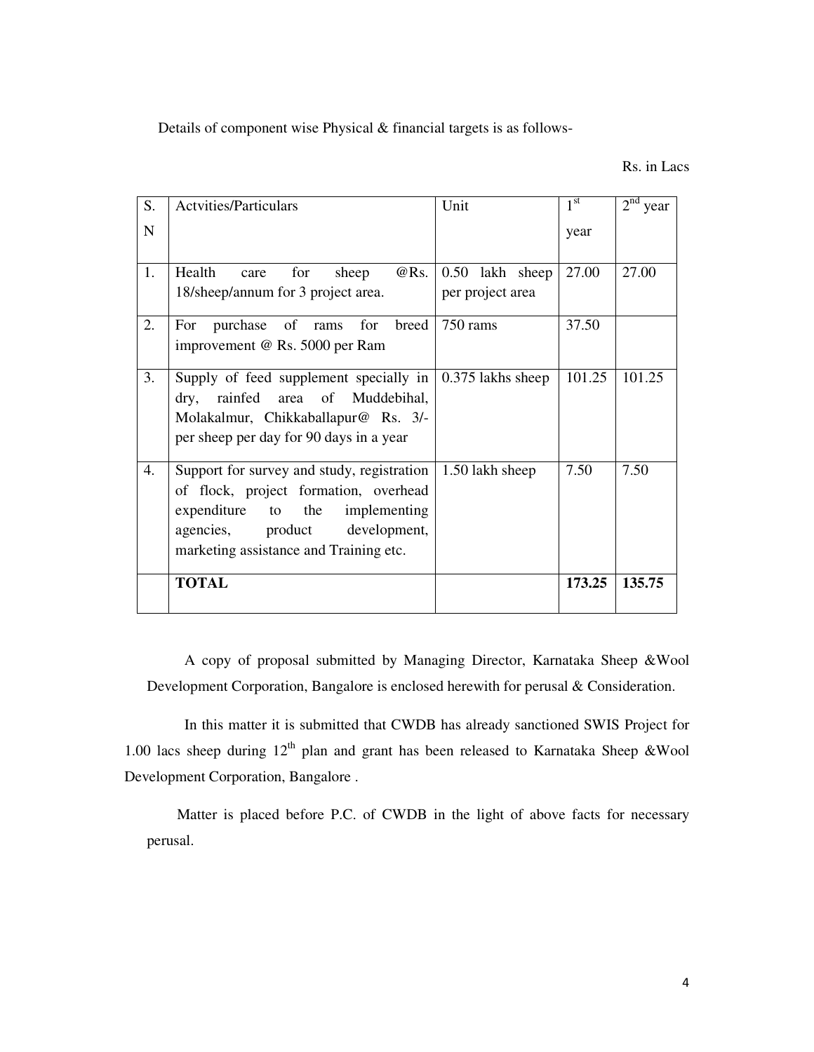Details of component wise Physical & financial targets is as follows-

Rs. in Lacs

| S. N | Actvities/Particulars | Unit | 1st year | 2nd year |
|---|---|---|---|---|
| 1. | Health care for sheep @Rs. 18/sheep/annum for 3 project area. | 0.50 lakh sheep per project area | 27.00 | 27.00 |
| 2. | For purchase of rams for breed improvement @ Rs. 5000 per Ram | 750 rams | 37.50 | |
| 3. | Supply of feed supplement specially in dry, rainfed area of Muddebihal, Molakalmur, Chikkaballapur@ Rs. 3/- per sheep per day for 90 days in a year | 0.375 lakhs sheep | 101.25 | 101.25 |
| 4. | Support for survey and study, registration of flock, project formation, overhead expenditure to the implementing agencies, product development, marketing assistance and Training etc. | 1.50 lakh sheep | 7.50 | 7.50 |
| | **TOTAL** | | **173.25** | **135.75** |

A copy of proposal submitted by Managing Director, Karnataka Sheep &Wool Development Corporation, Bangalore is enclosed herewith for perusal & Consideration.

In this matter it is submitted that CWDB has already sanctioned SWIS Project for 1.00 lacs sheep during 12th plan and grant has been released to Karnataka Sheep &Wool Development Corporation, Bangalore .

Matter is placed before P.C. of CWDB in the light of above facts for necessary perusal.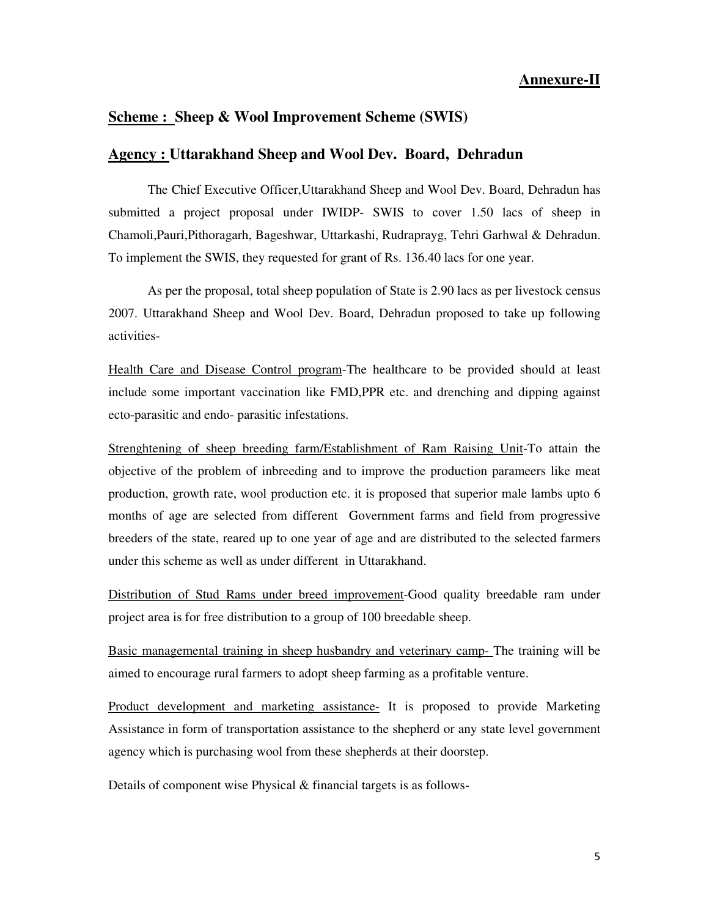**Annexure-II**

## Scheme : Sheep & Wool Improvement Scheme (SWIS)

## Agency : Uttarakhand Sheep and Wool Dev. Board, Dehradun

The Chief Executive Officer,Uttarakhand Sheep and Wool Dev. Board, Dehradun has submitted a project proposal under IWIDP- SWIS to cover 1.50 lacs of sheep in Chamoli,Pauri,Pithoragarh, Bageshwar, Uttarkashi, Rudraprayg, Tehri Garhwal & Dehradun. To implement the SWIS, they requested for grant of Rs. 136.40 lacs for one year.

As per the proposal, total sheep population of State is 2.90 lacs as per livestock census 2007. Uttarakhand Sheep and Wool Dev. Board, Dehradun proposed to take up following activities-

Health Care and Disease Control program-The healthcare to be provided should at least include some important vaccination like FMD,PPR etc. and drenching and dipping against ecto-parasitic and endo- parasitic infestations.

Strenghtening of sheep breeding farm/Establishment of Ram Raising Unit-To attain the objective of the problem of inbreeding and to improve the production parameers like meat production, growth rate, wool production etc. it is proposed that superior male lambs upto 6 months of age are selected from different Government farms and field from progressive breeders of the state, reared up to one year of age and are distributed to the selected farmers under this scheme as well as under different in Uttarakhand.

Distribution of Stud Rams under breed improvement-Good quality breedable ram under project area is for free distribution to a group of 100 breedable sheep.

Basic managemental training in sheep husbandry and veterinary camp- The training will be aimed to encourage rural farmers to adopt sheep farming as a profitable venture.

Product development and marketing assistance- It is proposed to provide Marketing Assistance in form of transportation assistance to the shepherd or any state level government agency which is purchasing wool from these shepherds at their doorstep.

Details of component wise Physical & financial targets is as follows-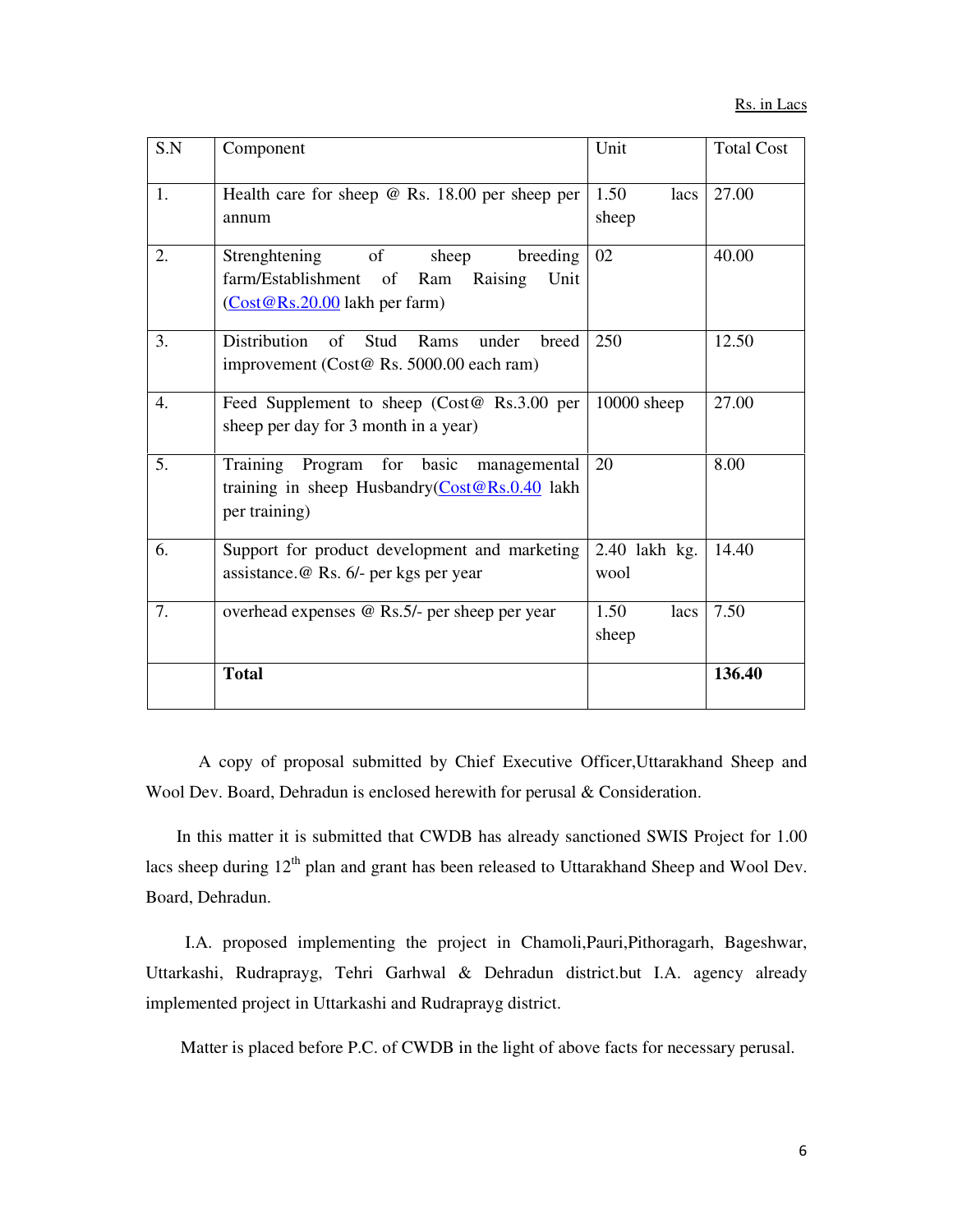Rs. in Lacs

| S.N | Component | Unit | Total Cost |
|---|---|---|---|
| 1. | Health care for sheep @ Rs. 18.00 per sheep per annum | 1.50 lacs sheep | 27.00 |
| 2. | Strenghtening of sheep breeding farm/Establishment of Ram Raising Unit (Cost@Rs.20.00 lakh per farm) | 02 | 40.00 |
| 3. | Distribution of Stud Rams under breed improvement (Cost@ Rs. 5000.00 each ram) | 250 | 12.50 |
| 4. | Feed Supplement to sheep (Cost@ Rs.3.00 per sheep per day for 3 month in a year) | 10000 sheep | 27.00 |
| 5. | Training Program for basic managemental training in sheep Husbandry(Cost@Rs.0.40 lakh per training) | 20 | 8.00 |
| 6. | Support for product development and marketing assistance.@ Rs. 6/- per kgs per year | 2.40 lakh kg. wool | 14.40 |
| 7. | overhead expenses @ Rs.5/- per sheep per year | 1.50 lacs sheep | 7.50 |
| | **Total** | | **136.40** |

A copy of proposal submitted by Chief Executive Officer,Uttarakhand Sheep and Wool Dev. Board, Dehradun is enclosed herewith for perusal & Consideration.

In this matter it is submitted that CWDB has already sanctioned SWIS Project for 1.00 lacs sheep during 12th plan and grant has been released to Uttarakhand Sheep and Wool Dev. Board, Dehradun.

I.A. proposed implementing the project in Chamoli,Pauri,Pithoragarh, Bageshwar, Uttarkashi, Rudraprayg, Tehri Garhwal & Dehradun district.but I.A. agency already implemented project in Uttarkashi and Rudraprayg district.

Matter is placed before P.C. of CWDB in the light of above facts for necessary perusal.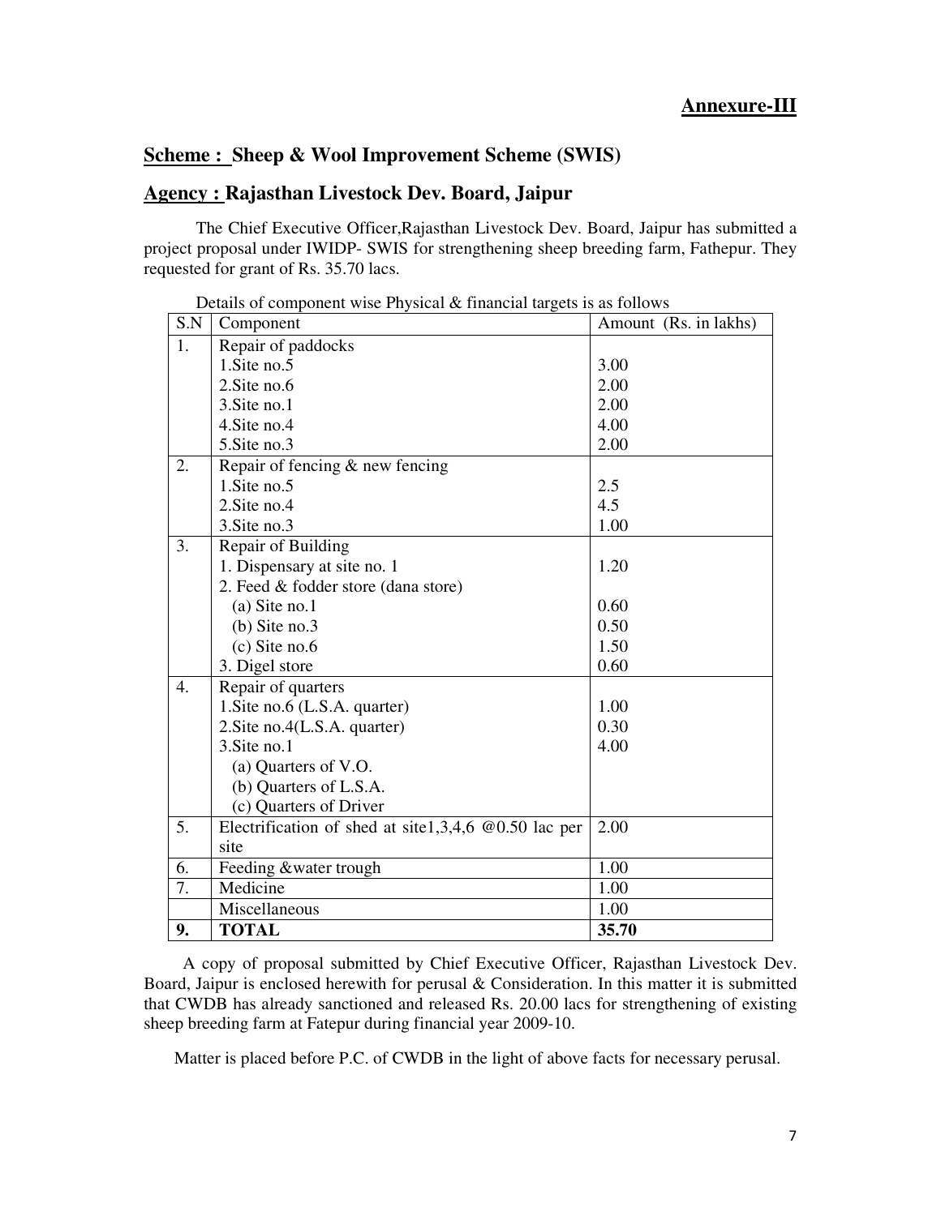**<u>Annexure-III</u>**

## <u>Scheme :</u> Sheep & Wool Improvement Scheme (SWIS)

## <u>Agency :</u> Rajasthan Livestock Dev. Board, Jaipur

The Chief Executive Officer,Rajasthan Livestock Dev. Board, Jaipur has submitted a project proposal under IWIDP- SWIS for strengthening sheep breeding farm, Fathepur. They requested for grant of Rs. 35.70 lacs.

Details of component wise Physical & financial targets is as follows

| S.N | Component | Amount (Rs. in lakhs) |
|---|---|---|
| 1. | Repair of paddocks | |
| | 1.Site no.5 | 3.00 |
| | 2.Site no.6 | 2.00 |
| | 3.Site no.1 | 2.00 |
| | 4.Site no.4 | 4.00 |
| | 5.Site no.3 | 2.00 |
| 2. | Repair of fencing & new fencing | |
| | 1.Site no.5 | 2.5 |
| | 2.Site no.4 | 4.5 |
| | 3.Site no.3 | 1.00 |
| 3. | Repair of Building | |
| | 1. Dispensary at site no. 1 | 1.20 |
| | 2. Feed & fodder store (dana store) | |
| | (a) Site no.1 | 0.60 |
| | (b) Site no.3 | 0.50 |
| | (c) Site no.6 | 1.50 |
| | 3. Digel store | 0.60 |
| 4. | Repair of quarters | |
| | 1.Site no.6 (L.S.A. quarter) | 1.00 |
| | 2.Site no.4(L.S.A. quarter) | 0.30 |
| | 3.Site no.1 | 4.00 |
| | (a) Quarters of V.O. | |
| | (b) Quarters of L.S.A. | |
| | (c) Quarters of Driver | |
| 5. | Electrification of shed at site1,3,4,6 @0.50 lac per site | 2.00 |
| 6. | Feeding &water trough | 1.00 |
| 7. | Medicine | 1.00 |
| | Miscellaneous | 1.00 |
| **9.** | **TOTAL** | **35.70** |

A copy of proposal submitted by Chief Executive Officer, Rajasthan Livestock Dev. Board, Jaipur is enclosed herewith for perusal & Consideration. In this matter it is submitted that CWDB has already sanctioned and released Rs. 20.00 lacs for strengthening of existing sheep breeding farm at Fatepur during financial year 2009-10.

Matter is placed before P.C. of CWDB in the light of above facts for necessary perusal.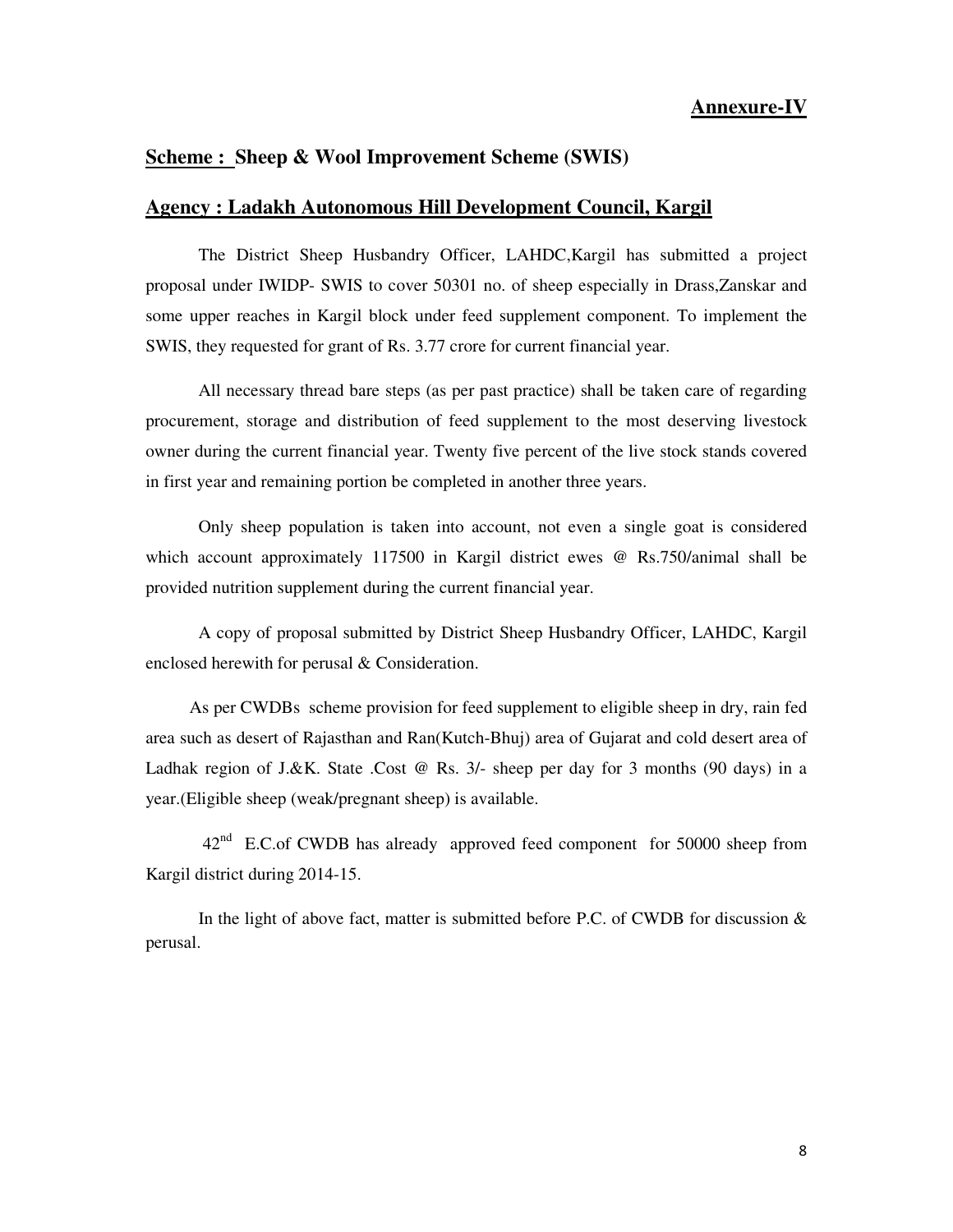**Annexure-IV**

**Scheme : Sheep & Wool Improvement Scheme (SWIS)**

**Agency : Ladakh Autonomous Hill Development Council, Kargil**

The District Sheep Husbandry Officer, LAHDC,Kargil has submitted a project proposal under IWIDP- SWIS to cover 50301 no. of sheep especially in Drass,Zanskar and some upper reaches in Kargil block under feed supplement component. To implement the SWIS, they requested for grant of Rs. 3.77 crore for current financial year.

All necessary thread bare steps (as per past practice) shall be taken care of regarding procurement, storage and distribution of feed supplement to the most deserving livestock owner during the current financial year. Twenty five percent of the live stock stands covered in first year and remaining portion be completed in another three years.

Only sheep population is taken into account, not even a single goat is considered which account approximately 117500 in Kargil district ewes @ Rs.750/animal shall be provided nutrition supplement during the current financial year.

A copy of proposal submitted by District Sheep Husbandry Officer, LAHDC, Kargil enclosed herewith for perusal & Consideration.

As per CWDBs scheme provision for feed supplement to eligible sheep in dry, rain fed area such as desert of Rajasthan and Ran(Kutch-Bhuj) area of Gujarat and cold desert area of Ladhak region of J.&K. State .Cost @ Rs. 3/- sheep per day for 3 months (90 days) in a year.(Eligible sheep (weak/pregnant sheep) is available.

42$^{nd}$ E.C.of CWDB has already approved feed component for 50000 sheep from Kargil district during 2014-15.

In the light of above fact, matter is submitted before P.C. of CWDB for discussion & perusal.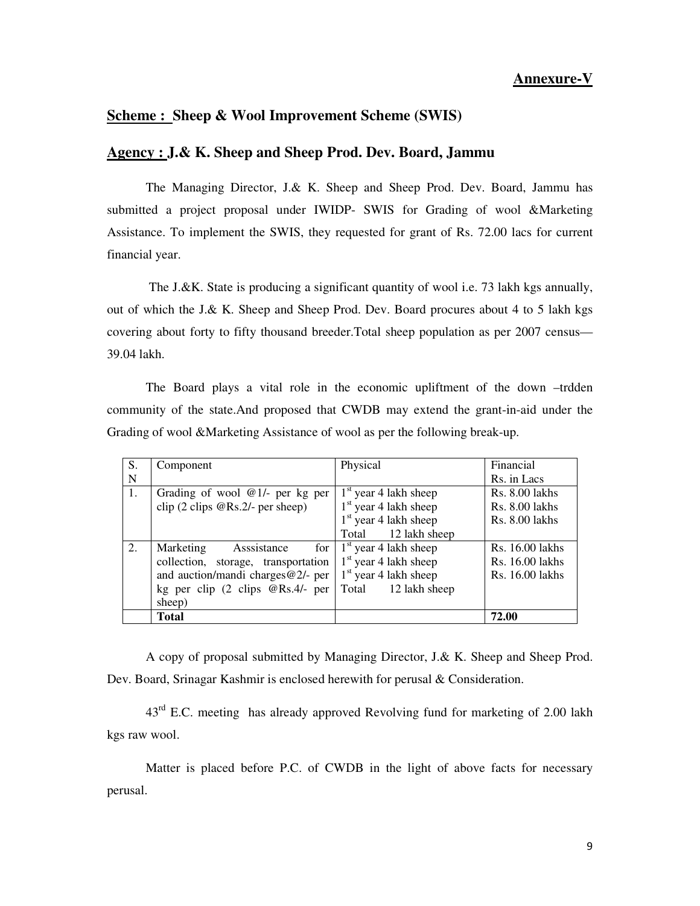**Annexure-V**

**Scheme : Sheep & Wool Improvement Scheme (SWIS)**

**Agency : J.& K. Sheep and Sheep Prod. Dev. Board, Jammu**

The Managing Director, J.& K. Sheep and Sheep Prod. Dev. Board, Jammu has submitted a project proposal under IWIDP- SWIS for Grading of wool &Marketing Assistance. To implement the SWIS, they requested for grant of Rs. 72.00 lacs for current financial year.

The J.&K. State is producing a significant quantity of wool i.e. 73 lakh kgs annually, out of which the J.& K. Sheep and Sheep Prod. Dev. Board procures about 4 to 5 lakh kgs covering about forty to fifty thousand breeder.Total sheep population as per 2007 census— 39.04 lakh.

The Board plays a vital role in the economic upliftment of the down –trdden community of the state.And proposed that CWDB may extend the grant-in-aid under the Grading of wool &Marketing Assistance of wool as per the following break-up.

| S. N | Component | Physical | Financial Rs. in Lacs |
|---|---|---|---|
| 1. | Grading of wool @1/- per kg per clip (2 clips @Rs.2/- per sheep) | 1st year 4 lakh sheep<br>1st year 4 lakh sheep<br>1st year 4 lakh sheep<br>Total 12 lakh sheep | Rs. 8.00 lakhs<br>Rs. 8.00 lakhs<br>Rs. 8.00 lakhs |
| 2. | Marketing Asssistance for collection, storage, transportation and auction/mandi charges@2/- per kg per clip (2 clips @Rs.4/- per sheep) | 1st year 4 lakh sheep<br>1st year 4 lakh sheep<br>1st year 4 lakh sheep<br>Total 12 lakh sheep | Rs. 16.00 lakhs<br>Rs. 16.00 lakhs<br>Rs. 16.00 lakhs |
| | **Total** | | **72.00** |

A copy of proposal submitted by Managing Director, J.& K. Sheep and Sheep Prod. Dev. Board, Srinagar Kashmir is enclosed herewith for perusal & Consideration.

43rd E.C. meeting has already approved Revolving fund for marketing of 2.00 lakh kgs raw wool.

Matter is placed before P.C. of CWDB in the light of above facts for necessary perusal.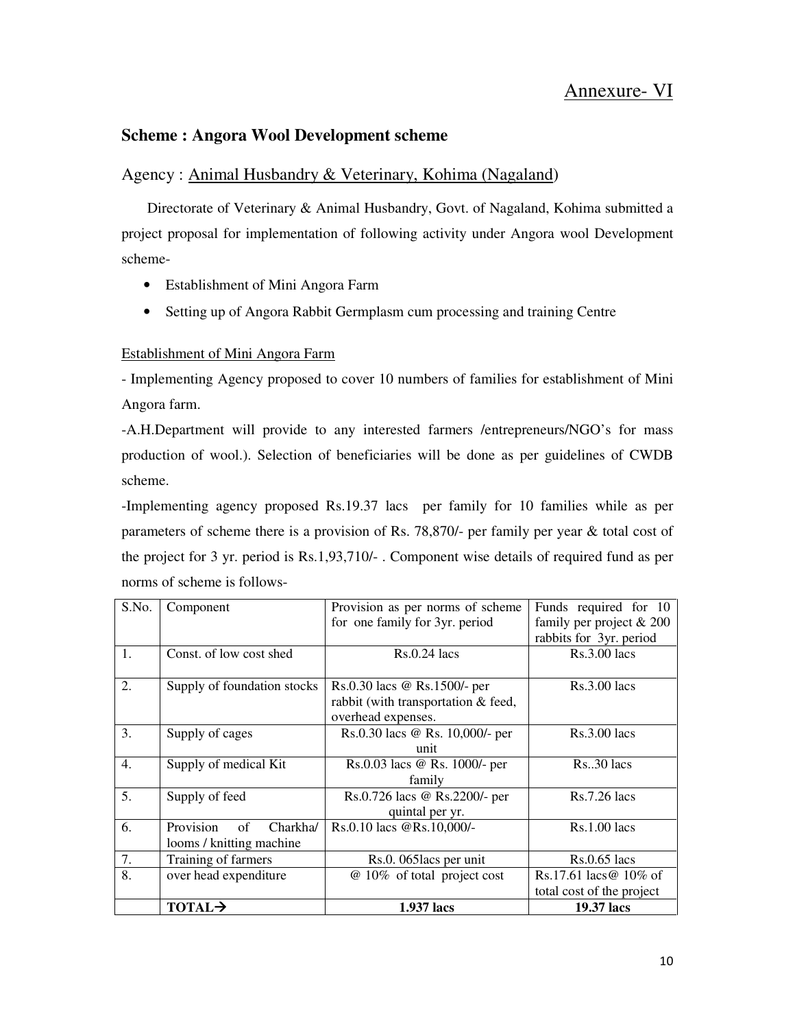# Annexure- VI

## Scheme : Angora Wool Development scheme

Agency : Animal Husbandry & Veterinary, Kohima (Nagaland)

Directorate of Veterinary & Animal Husbandry, Govt. of Nagaland, Kohima submitted a project proposal for implementation of following activity under Angora wool Development scheme-

- Establishment of Mini Angora Farm
- Setting up of Angora Rabbit Germplasm cum processing and training Centre

Establishment of Mini Angora Farm

- Implementing Agency proposed to cover 10 numbers of families for establishment of Mini Angora farm.

-A.H.Department will provide to any interested farmers /entrepreneurs/NGO's for mass production of wool.). Selection of beneficiaries will be done as per guidelines of CWDB scheme.

-Implementing agency proposed Rs.19.37 lacs per family for 10 families while as per parameters of scheme there is a provision of Rs. 78,870/- per family per year & total cost of the project for 3 yr. period is Rs.1,93,710/- . Component wise details of required fund as per norms of scheme is follows-

| S.No. | Component | Provision as per norms of scheme for one family for 3yr. period | Funds required for 10 family per project & 200 rabbits for 3yr. period |
|---|---|---|---|
| 1. | Const. of low cost shed | Rs.0.24 lacs | Rs.3.00 lacs |
| 2. | Supply of foundation stocks | Rs.0.30 lacs @ Rs.1500/- per rabbit (with transportation & feed, overhead expenses. | Rs.3.00 lacs |
| 3. | Supply of cages | Rs.0.30 lacs @ Rs. 10,000/- per unit | Rs.3.00 lacs |
| 4. | Supply of medical Kit | Rs.0.03 lacs @ Rs. 1000/- per family | Rs..30 lacs |
| 5. | Supply of feed | Rs.0.726 lacs @ Rs.2200/- per quintal per yr. | Rs.7.26 lacs |
| 6. | Provision of Charkha/ looms / knitting machine | Rs.0.10 lacs @Rs.10,000/- | Rs.1.00 lacs |
| 7. | Training of farmers | Rs.0. 065lacs per unit | Rs.0.65 lacs |
| 8. | over head expenditure | @ 10% of total project cost | Rs.17.61 lacs@ 10% of total cost of the project |
| | **TOTAL→** | **1.937 lacs** | **19.37 lacs** |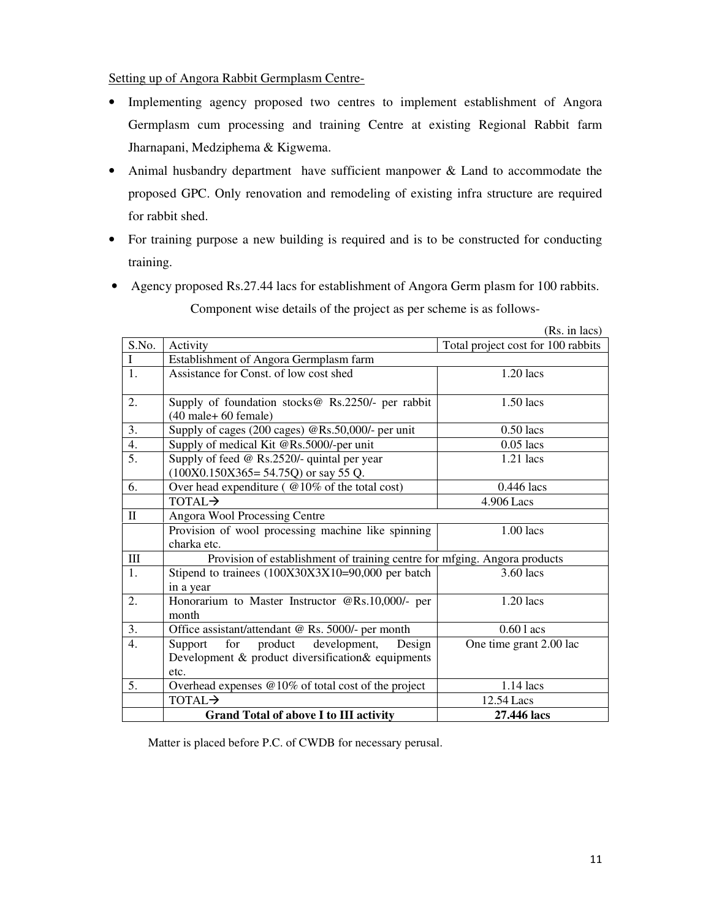Setting up of Angora Rabbit Germplasm Centre-

- Implementing agency proposed two centres to implement establishment of Angora Germplasm cum processing and training Centre at existing Regional Rabbit farm Jharnapani, Medziphema & Kigwema.
- Animal husbandry department have sufficient manpower & Land to accommodate the proposed GPC. Only renovation and remodeling of existing infra structure are required for rabbit shed.
- For training purpose a new building is required and is to be constructed for conducting training.
- Agency proposed Rs.27.44 lacs for establishment of Angora Germ plasm for 100 rabbits.

Component wise details of the project as per scheme is as follows-

(Rs. in lacs)

| S.No. | Activity | Total project cost for 100 rabbits |
|---|---|---|
| I | Establishment of Angora Germplasm farm | |
| 1. | Assistance for Const. of low cost shed | 1.20 lacs |
| 2. | Supply of foundation stocks@ Rs.2250/- per rabbit (40 male+ 60 female) | 1.50 lacs |
| 3. | Supply of cages (200 cages) @Rs.50,000/- per unit | 0.50 lacs |
| 4. | Supply of medical Kit @Rs.5000/-per unit | 0.05 lacs |
| 5. | Supply of feed @ Rs.2520/- quintal per year (100X0.150X365= 54.75Q) or say 55 Q. | 1.21 lacs |
| 6. | Over head expenditure ( @10% of the total cost) | 0.446 lacs |
| | TOTAL→ | 4.906 Lacs |
| II | Angora Wool Processing Centre | |
| | Provision of wool processing machine like spinning charka etc. | 1.00 lacs |
| III | Provision of establishment of training centre for mfging. Angora products | |
| 1. | Stipend to trainees (100X30X3X10=90,000 per batch in a year | 3.60 lacs |
| 2. | Honorarium to Master Instructor @Rs.10,000/- per month | 1.20 lacs |
| 3. | Office assistant/attendant @ Rs. 5000/- per month | 0.60 l acs |
| 4. | Support for product development, Design Development & product diversification& equipments etc. | One time grant 2.00 lac |
| 5. | Overhead expenses @10% of total cost of the project | 1.14 lacs |
| | TOTAL→ | 12.54 Lacs |
| | **Grand Total of above I to III activity** | **27.446 lacs** |

Matter is placed before P.C. of CWDB for necessary perusal.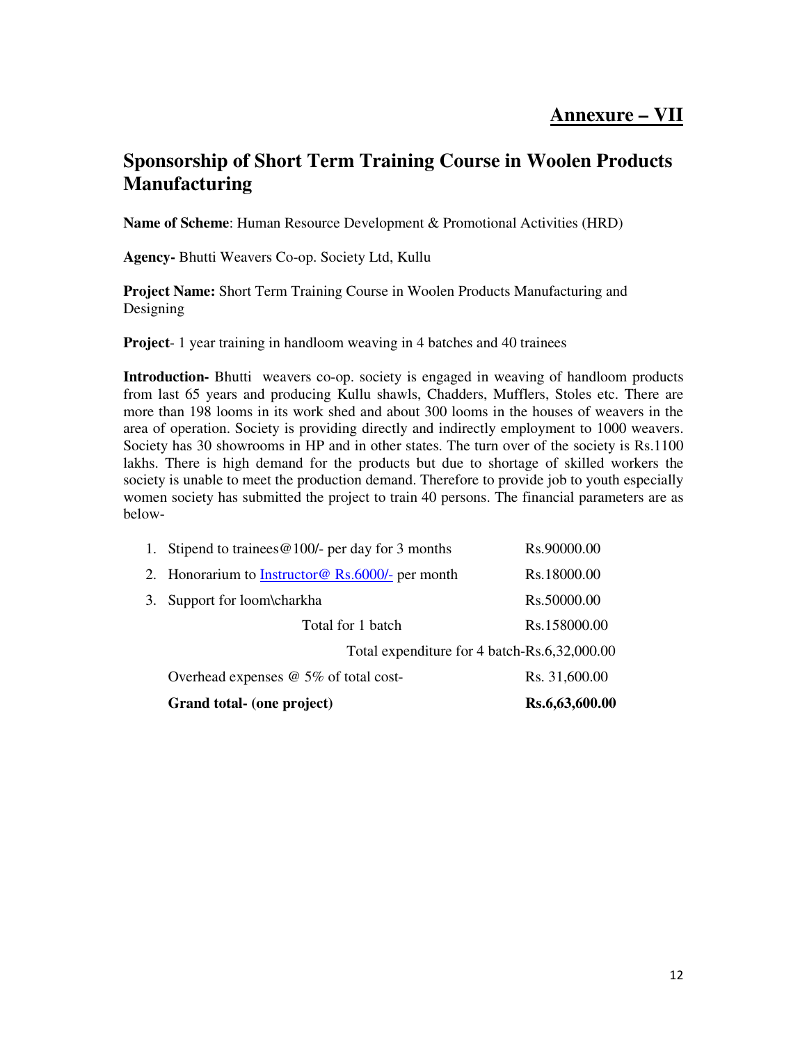## Annexure – VII

# Sponsorship of Short Term Training Course in Woolen Products Manufacturing

**Name of Scheme**: Human Resource Development & Promotional Activities (HRD)

**Agency-** Bhutti Weavers Co-op. Society Ltd, Kullu

**Project Name:** Short Term Training Course in Woolen Products Manufacturing and Designing

**Project**- 1 year training in handloom weaving in 4 batches and 40 trainees

**Introduction-** Bhutti weavers co-op. society is engaged in weaving of handloom products from last 65 years and producing Kullu shawls, Chadders, Mufflers, Stoles etc. There are more than 198 looms in its work shed and about 300 looms in the houses of weavers in the area of operation. Society is providing directly and indirectly employment to 1000 weavers. Society has 30 showrooms in HP and in other states. The turn over of the society is Rs.1100 lakhs. There is high demand for the products but due to shortage of skilled workers the society is unable to meet the production demand. Therefore to provide job to youth especially women society has submitted the project to train 40 persons. The financial parameters are as below-

| | |
|---|---|
| 1. Stipend to trainees@100/- per day for 3 months | Rs.90000.00 |
| 2. Honorarium to Instructor@ Rs.6000/- per month | Rs.18000.00 |
| 3. Support for loom\charkha | Rs.50000.00 |
| Total for 1 batch | Rs.158000.00 |
| Total expenditure for 4 batch- | Rs.6,32,000.00 |
| Overhead expenses @ 5% of total cost- | Rs. 31,600.00 |
| **Grand total- (one project)** | **Rs.6,63,600.00** |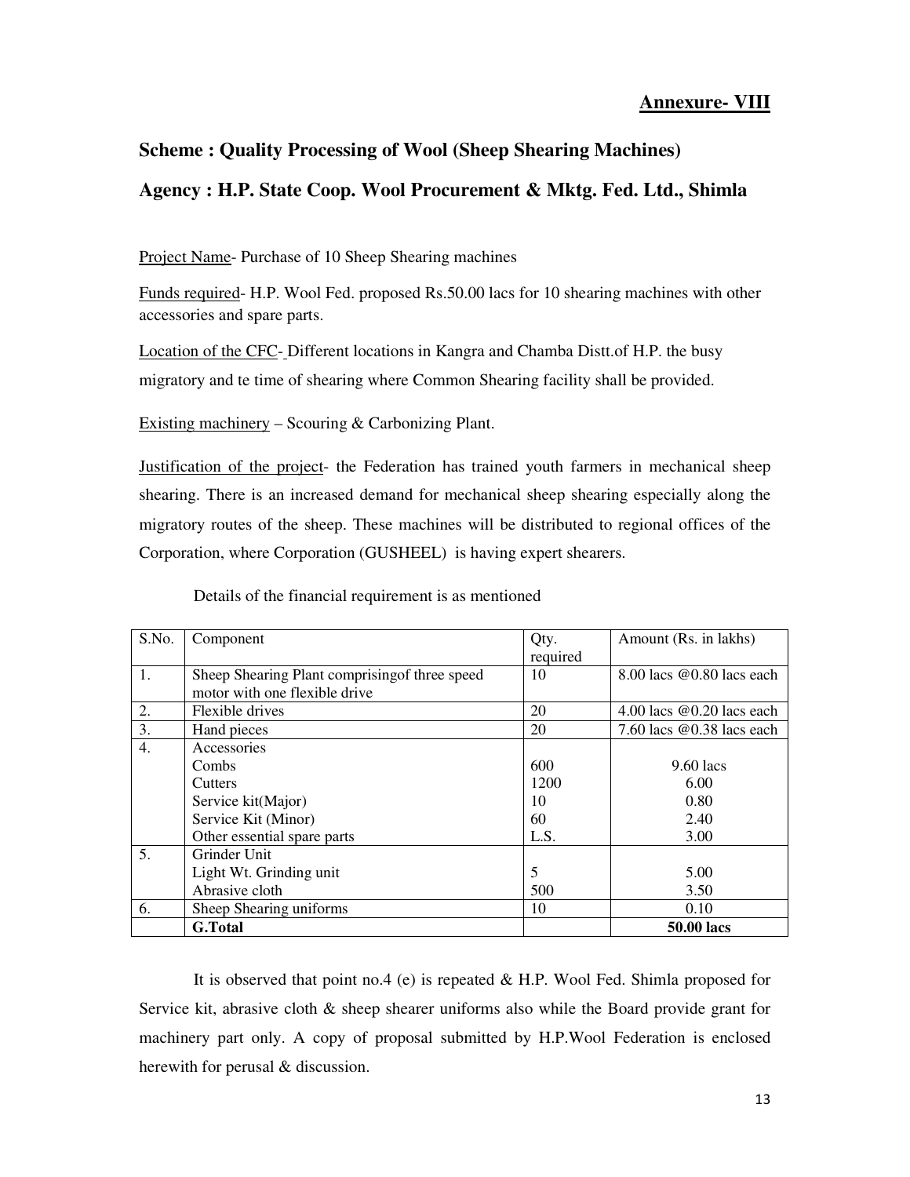<u>**Annexure- VIII**</u>

## Scheme : Quality Processing of Wool (Sheep Shearing Machines)

## Agency : H.P. State Coop. Wool Procurement & Mktg. Fed. Ltd., Shimla

<u>Project Name</u>- Purchase of 10 Sheep Shearing machines

<u>Funds required</u>- H.P. Wool Fed. proposed Rs.50.00 lacs for 10 shearing machines with other accessories and spare parts.

<u>Location of the CFC</u>- Different locations in Kangra and Chamba Distt.of H.P. the busy migratory and te time of shearing where Common Shearing facility shall be provided.

<u>Existing machinery</u> – Scouring & Carbonizing Plant.

<u>Justification of the project</u>- the Federation has trained youth farmers in mechanical sheep shearing. There is an increased demand for mechanical sheep shearing especially along the migratory routes of the sheep. These machines will be distributed to regional offices of the Corporation, where Corporation (GUSHEEL) is having expert shearers.

Details of the financial requirement is as mentioned

| S.No. | Component | Qty. required | Amount (Rs. in lakhs) |
|---|---|---|---|
| 1. | Sheep Shearing Plant comprisingof three speed motor with one flexible drive | 10 | 8.00 lacs @0.80 lacs each |
| 2. | Flexible drives | 20 | 4.00 lacs @0.20 lacs each |
| 3. | Hand pieces | 20 | 7.60 lacs @0.38 lacs each |
| 4. | Accessories | | |
| | Combs | 600 | 9.60 lacs |
| | Cutters | 1200 | 6.00 |
| | Service kit(Major) | 10 | 0.80 |
| | Service Kit (Minor) | 60 | 2.40 |
| | Other essential spare parts | L.S. | 3.00 |
| 5. | Grinder Unit | | |
| | Light Wt. Grinding unit | 5 | 5.00 |
| | Abrasive cloth | 500 | 3.50 |
| 6. | Sheep Shearing uniforms | 10 | 0.10 |
| | **G.Total** | | **50.00 lacs** |

It is observed that point no.4 (e) is repeated & H.P. Wool Fed. Shimla proposed for Service kit, abrasive cloth & sheep shearer uniforms also while the Board provide grant for machinery part only. A copy of proposal submitted by H.P.Wool Federation is enclosed herewith for perusal & discussion.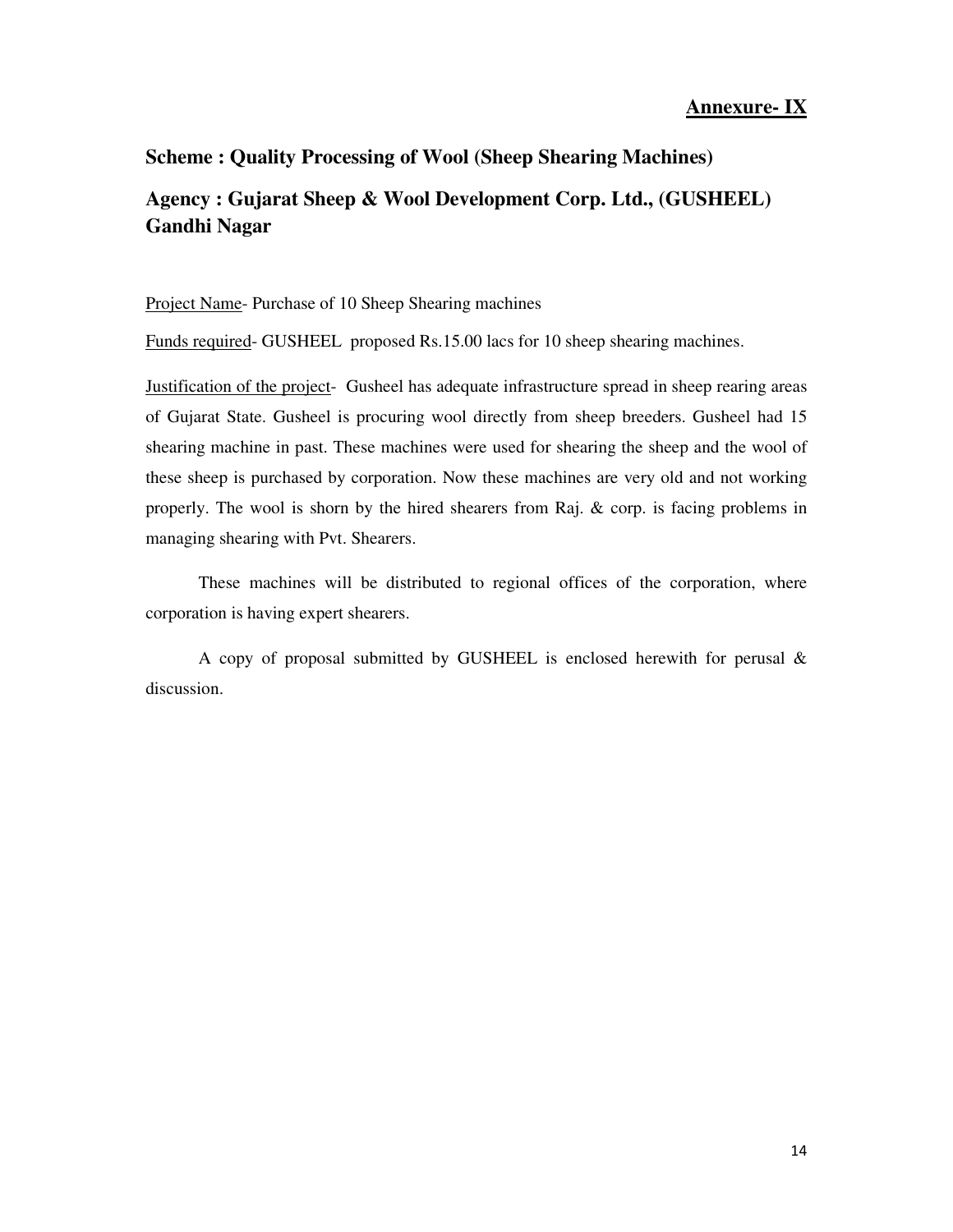**<u>Annexure- IX</u>**

## Scheme : Quality Processing of Wool (Sheep Shearing Machines)

## Agency : Gujarat Sheep & Wool Development Corp. Ltd., (GUSHEEL) Gandhi Nagar

<u>Project Name</u>- Purchase of 10 Sheep Shearing machines

<u>Funds required</u>- GUSHEEL proposed Rs.15.00 lacs for 10 sheep shearing machines.

<u>Justification of the project</u>- Gusheel has adequate infrastructure spread in sheep rearing areas of Gujarat State. Gusheel is procuring wool directly from sheep breeders. Gusheel had 15 shearing machine in past. These machines were used for shearing the sheep and the wool of these sheep is purchased by corporation. Now these machines are very old and not working properly. The wool is shorn by the hired shearers from Raj. & corp. is facing problems in managing shearing with Pvt. Shearers.

These machines will be distributed to regional offices of the corporation, where corporation is having expert shearers.

A copy of proposal submitted by GUSHEEL is enclosed herewith for perusal & discussion.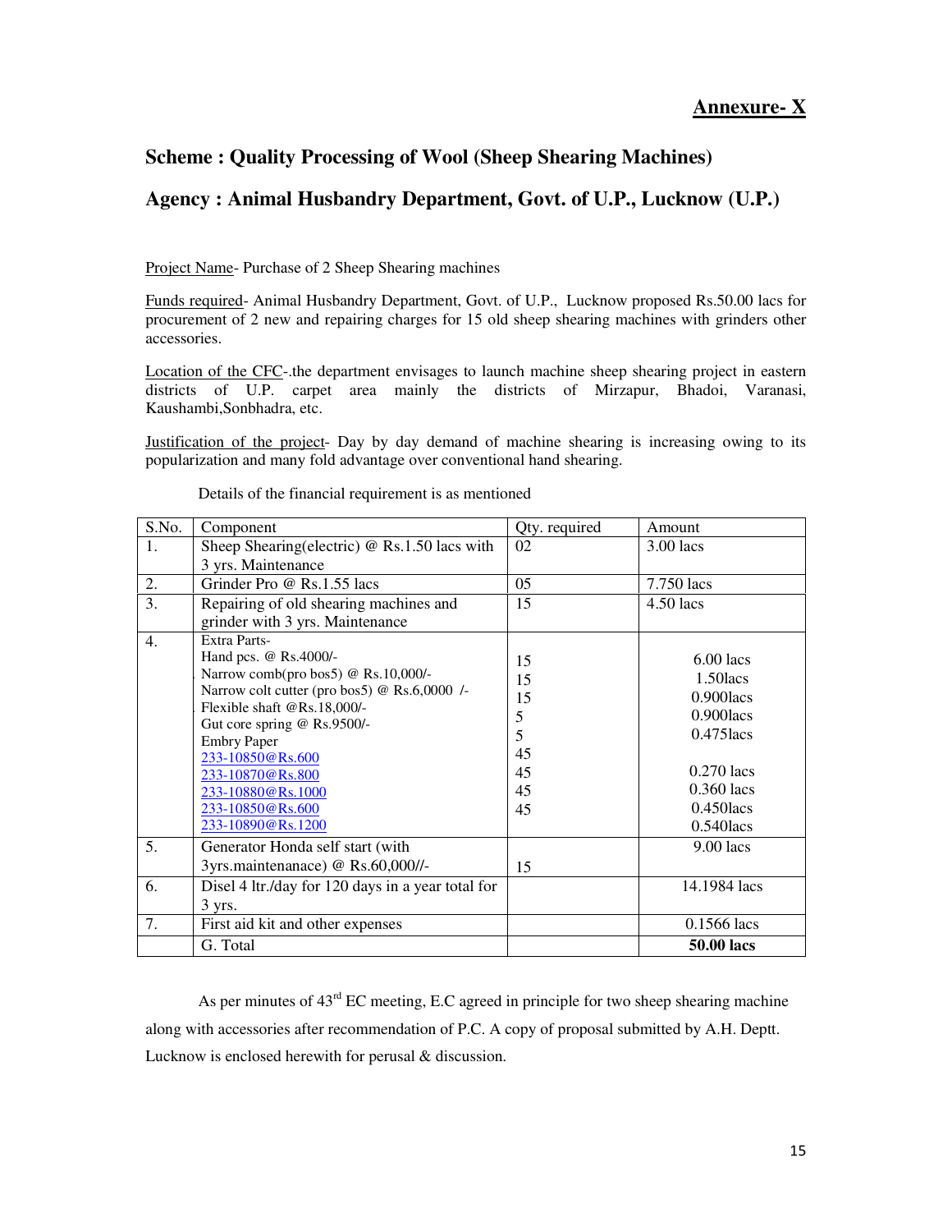# Annexure- X

## Scheme : Quality Processing of Wool (Sheep Shearing Machines)

## Agency : Animal Husbandry Department, Govt. of U.P., Lucknow (U.P.)

Project Name- Purchase of 2 Sheep Shearing machines

Funds required- Animal Husbandry Department, Govt. of U.P., Lucknow proposed Rs.50.00 lacs for procurement of 2 new and repairing charges for 15 old sheep shearing machines with grinders other accessories.

Location of the CFC-.the department envisages to launch machine sheep shearing project in eastern districts of U.P. carpet area mainly the districts of Mirzapur, Bhadoi, Varanasi, Kaushambi,Sonbhadra, etc.

Justification of the project- Day by day demand of machine shearing is increasing owing to its popularization and many fold advantage over conventional hand shearing.

Details of the financial requirement is as mentioned

| S.No. | Component | Qty. required | Amount |
|---|---|---|---|
| 1. | Sheep Shearing(electric) @ Rs.1.50 lacs with 3 yrs. Maintenance | 02 | 3.00 lacs |
| 2. | Grinder Pro @ Rs.1.55 lacs | 05 | 7.750 lacs |
| 3. | Repairing of old shearing machines and grinder with 3 yrs. Maintenance | 15 | 4.50 lacs |
| 4. | Extra Parts-<br>Hand pcs. @ Rs.4000/-<br>Narrow comb(pro bos5) @ Rs.10,000/-<br>Narrow colt cutter (pro bos5) @ Rs.6,0000 /-<br>Flexible shaft @Rs.18,000/-<br>Gut core spring @ Rs.9500/-<br>Embry Paper<br>233-10850@Rs.600<br>233-10870@Rs.800<br>233-10880@Rs.1000<br>233-10850@Rs.600<br>233-10890@Rs.1200 | 15<br>15<br>15<br>5<br>5<br>45<br>45<br>45<br>45 | 6.00 lacs<br>1.50lacs<br>0.900lacs<br>0.900lacs<br>0.475lacs<br><br>0.270 lacs<br>0.360 lacs<br>0.450lacs<br>0.540lacs |
| 5. | Generator Honda self start (with 3yrs.maintenanace) @ Rs.60,000//- | 15 | 9.00 lacs |
| 6. | Disel 4 ltr./day for 120 days in a year total for 3 yrs. | | 14.1984 lacs |
| 7. | First aid kit and other expenses | | 0.1566 lacs |
| | G. Total | | **50.00 lacs** |

As per minutes of 43rd EC meeting, E.C agreed in principle for two sheep shearing machine along with accessories after recommendation of P.C. A copy of proposal submitted by A.H. Deptt. Lucknow is enclosed herewith for perusal & discussion.